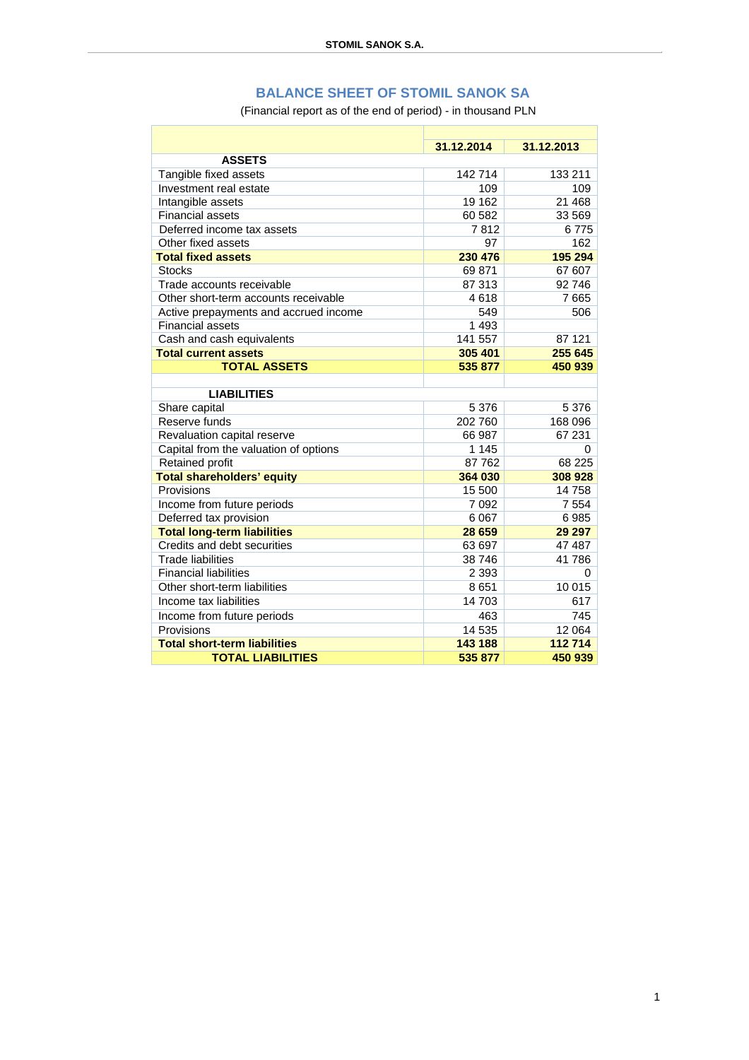# BALANCE SHEET OF STOMIL SANOK SA

(Financial report as of the end of period) - in thousand PLN

| | 31.12.2014 | 31.12.2013 |
|---|---|---|
| **ASSETS** | | |
| Tangible fixed assets | 142 714 | 133 211 |
| Investment real estate | 109 | 109 |
| Intangible assets | 19 162 | 21 468 |
| Financial assets | 60 582 | 33 569 |
| Deferred income tax assets | 7 812 | 6 775 |
| Other fixed assets | 97 | 162 |
| **Total fixed assets** | **230 476** | **195 294** |
| Stocks | 69 871 | 67 607 |
| Trade accounts receivable | 87 313 | 92 746 |
| Other short-term accounts receivable | 4 618 | 7 665 |
| Active prepayments and accrued income | 549 | 506 |
| Financial assets | 1 493 | |
| Cash and cash equivalents | 141 557 | 87 121 |
| **Total current assets** | **305 401** | **255 645** |
| **TOTAL ASSETS** | **535 877** | **450 939** |
| | | |
| **LIABILITIES** | | |
| Share capital | 5 376 | 5 376 |
| Reserve funds | 202 760 | 168 096 |
| Revaluation capital reserve | 66 987 | 67 231 |
| Capital from the valuation of options | 1 145 | 0 |
| Retained profit | 87 762 | 68 225 |
| **Total shareholders' equity** | **364 030** | **308 928** |
| Provisions | 15 500 | 14 758 |
| Income from future periods | 7 092 | 7 554 |
| Deferred tax provision | 6 067 | 6 985 |
| **Total long-term liabilities** | **28 659** | **29 297** |
| Credits and debt securities | 63 697 | 47 487 |
| Trade liabilities | 38 746 | 41 786 |
| Financial liabilities | 2 393 | 0 |
| Other short-term liabilities | 8 651 | 10 015 |
| Income tax liabilities | 14 703 | 617 |
| Income from future periods | 463 | 745 |
| Provisions | 14 535 | 12 064 |
| **Total short-term liabilities** | **143 188** | **112 714** |
| **TOTAL LIABILITIES** | **535 877** | **450 939** |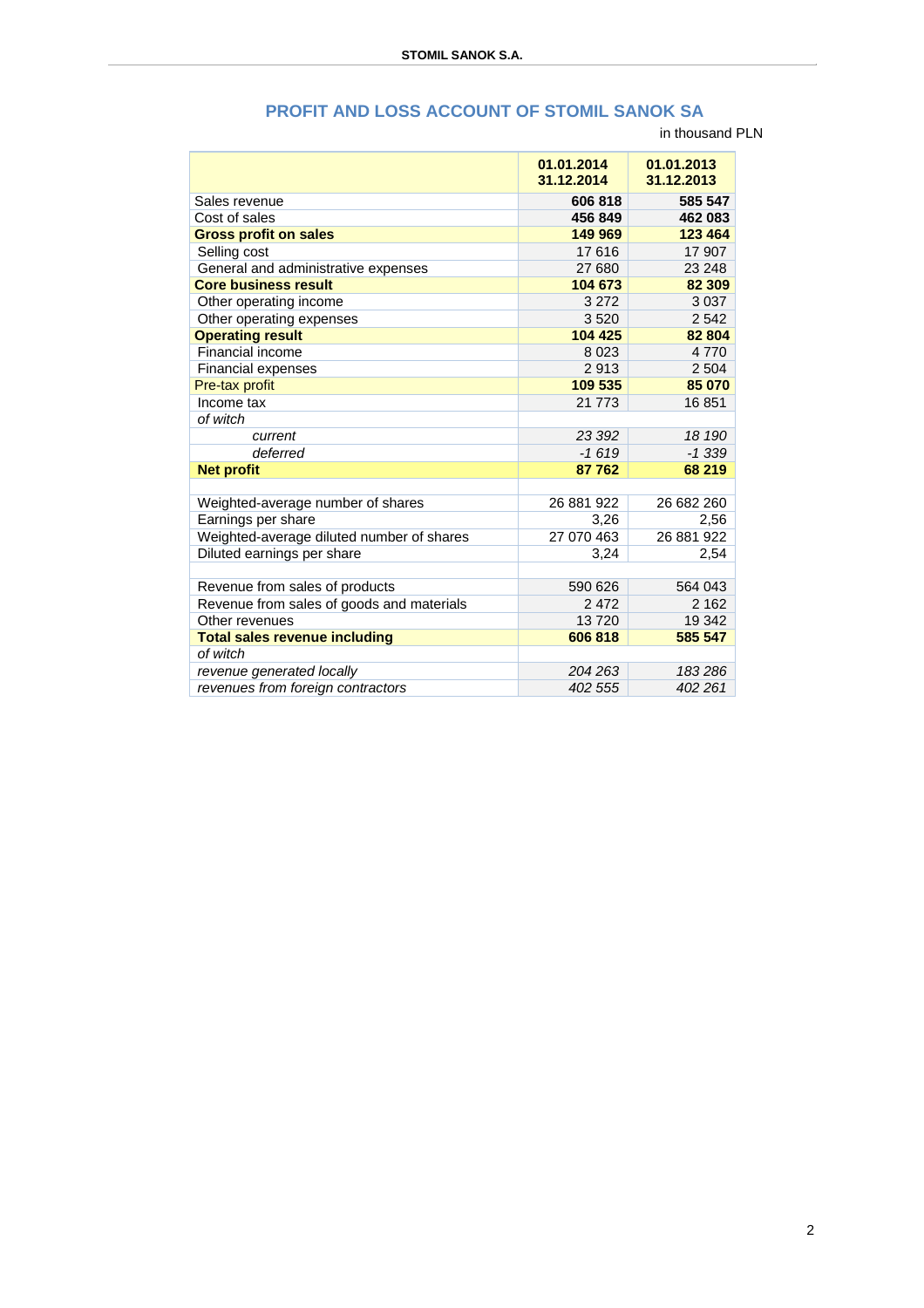## PROFIT AND LOSS ACCOUNT OF STOMIL SANOK SA

in thousand PLN

| | 01.01.2014 31.12.2014 | 01.01.2013 31.12.2013 |
|---|---|---|
| Sales revenue | **606 818** | **585 547** |
| Cost of sales | **456 849** | **462 083** |
| **Gross profit on sales** | **149 969** | **123 464** |
| Selling cost | 17 616 | 17 907 |
| General and administrative expenses | 27 680 | 23 248 |
| **Core business result** | **104 673** | **82 309** |
| Other operating income | 3 272 | 3 037 |
| Other operating expenses | 3 520 | 2 542 |
| **Operating result** | **104 425** | **82 804** |
| Financial income | 8 023 | 4 770 |
| Financial expenses | 2 913 | 2 504 |
| Pre-tax profit | **109 535** | **85 070** |
| Income tax | 21 773 | 16 851 |
| *of witch* | | |
| *current* | *23 392* | *18 190* |
| *deferred* | *-1 619* | *-1 339* |
| **Net profit** | **87 762** | **68 219** |
| | | |
| Weighted-average number of shares | 26 881 922 | 26 682 260 |
| Earnings per share | 3,26 | 2,56 |
| Weighted-average diluted number of shares | 27 070 463 | 26 881 922 |
| Diluted earnings per share | 3,24 | 2,54 |
| | | |
| Revenue from sales of products | 590 626 | 564 043 |
| Revenue from sales of goods and materials | 2 472 | 2 162 |
| Other revenues | 13 720 | 19 342 |
| **Total sales revenue including** | **606 818** | **585 547** |
| *of witch* | | |
| *revenue generated locally* | *204 263* | *183 286* |
| *revenues from foreign contractors* | *402 555* | *402 261* |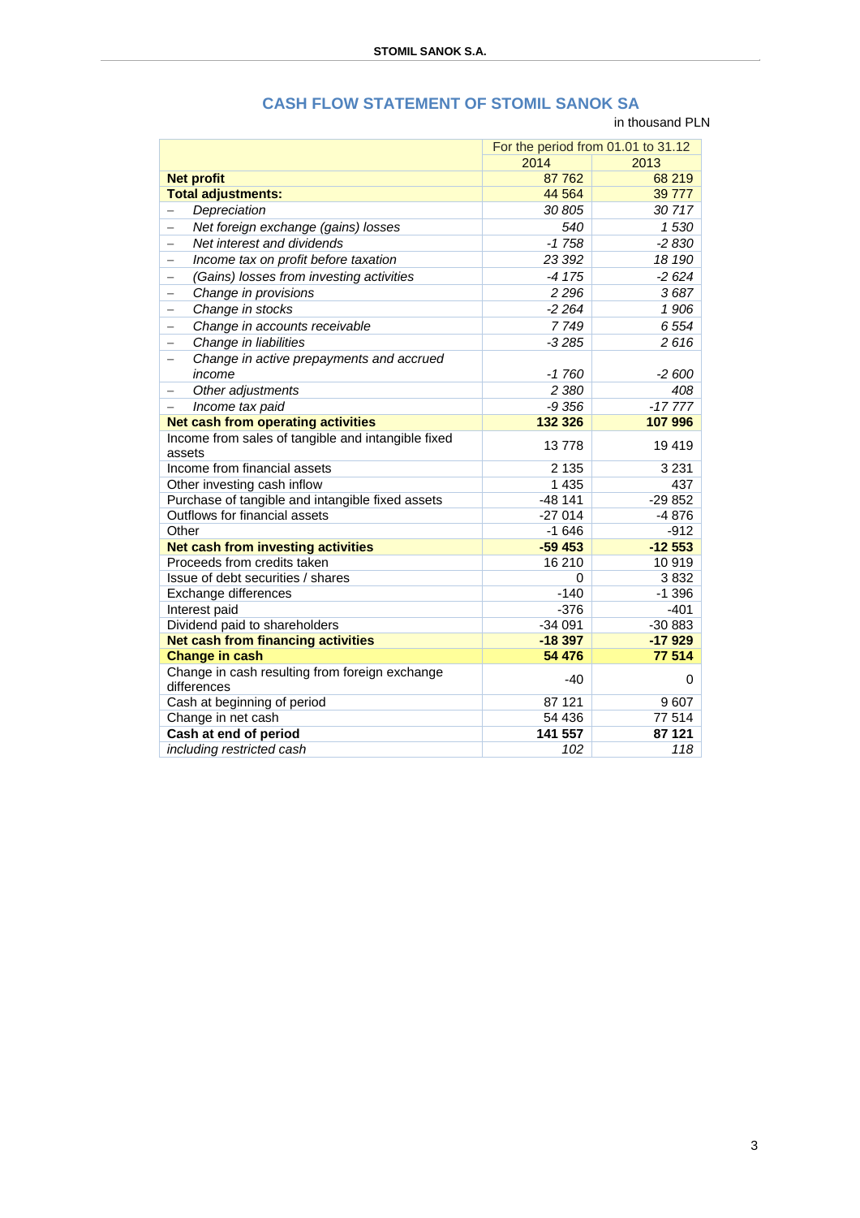## CASH FLOW STATEMENT OF STOMIL SANOK SA

in thousand PLN

| | For the period from 01.01 to 31.12 | |
|---|---|---|
| | 2014 | 2013 |
| **Net profit** | **87 762** | **68 219** |
| **Total adjustments:** | **44 564** | **39 777** |
| – *Depreciation* | *30 805* | *30 717* |
| – *Net foreign exchange (gains) losses* | *540* | *1 530* |
| – *Net interest and dividends* | *-1 758* | *-2 830* |
| – *Income tax on profit before taxation* | *23 392* | *18 190* |
| – *(Gains) losses from investing activities* | *-4 175* | *-2 624* |
| – *Change in provisions* | *2 296* | *3 687* |
| – *Change in stocks* | *-2 264* | *1 906* |
| – *Change in accounts receivable* | *7 749* | *6 554* |
| – *Change in liabilities* | *-3 285* | *2 616* |
| – *Change in active prepayments and accrued income* | *-1 760* | *-2 600* |
| – *Other adjustments* | *2 380* | *408* |
| – *Income tax paid* | *-9 356* | *-17 777* |
| **Net cash from operating activities** | **132 326** | **107 996** |
| Income from sales of tangible and intangible fixed assets | 13 778 | 19 419 |
| Income from financial assets | 2 135 | 3 231 |
| Other investing cash inflow | 1 435 | 437 |
| Purchase of tangible and intangible fixed assets | -48 141 | -29 852 |
| Outflows for financial assets | -27 014 | -4 876 |
| Other | -1 646 | -912 |
| **Net cash from investing activities** | **-59 453** | **-12 553** |
| Proceeds from credits taken | 16 210 | 10 919 |
| Issue of debt securities / shares | 0 | 3 832 |
| Exchange differences | -140 | -1 396 |
| Interest paid | -376 | -401 |
| Dividend paid to shareholders | -34 091 | -30 883 |
| **Net cash from financing activities** | **-18 397** | **-17 929** |
| **Change in cash** | **54 476** | **77 514** |
| Change in cash resulting from foreign exchange differences | -40 | 0 |
| Cash at beginning of period | 87 121 | 9 607 |
| Change in net cash | 54 436 | 77 514 |
| **Cash at end of period** | **141 557** | **87 121** |
| *including restricted cash* | *102* | *118* |